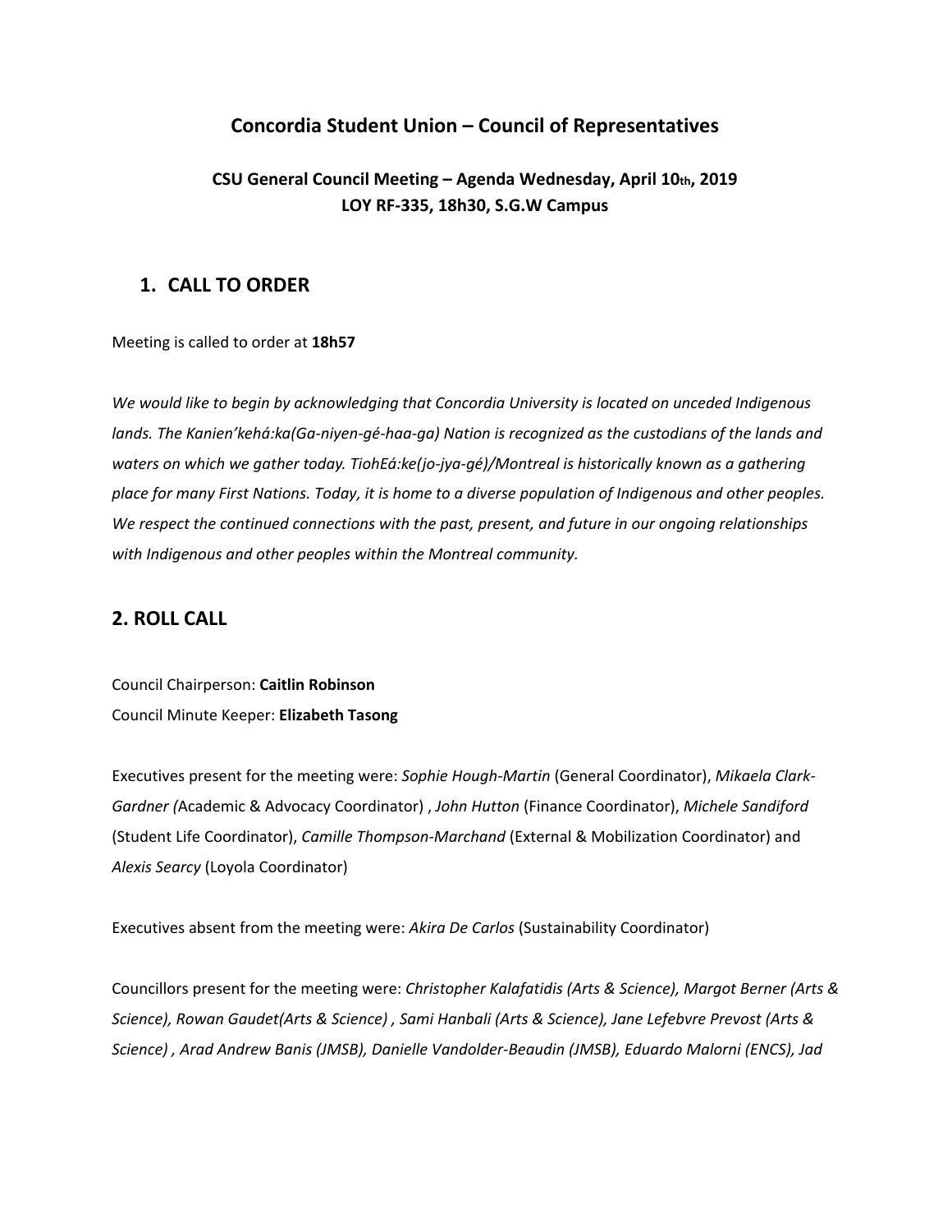## Concordia Student Union – Council of Representatives

### CSU General Council Meeting – Agenda Wednesday, April 10th, 2019
### LOY RF-335, 18h30, S.G.W Campus

## 1. CALL TO ORDER

Meeting is called to order at **18h57**

*We would like to begin by acknowledging that Concordia University is located on unceded Indigenous lands. The Kanien'kehá:ka(Ga-niyen-gé-haa-ga) Nation is recognized as the custodians of the lands and waters on which we gather today. TiohEá:ke(jo-jya-gé)/Montreal is historically known as a gathering place for many First Nations. Today, it is home to a diverse population of Indigenous and other peoples. We respect the continued connections with the past, present, and future in our ongoing relationships with Indigenous and other peoples within the Montreal community.*

## 2. ROLL CALL

Council Chairperson: **Caitlin Robinson**
Council Minute Keeper: **Elizabeth Tasong**

Executives present for the meeting were: *Sophie Hough-Martin* (General Coordinator), *Mikaela Clark-Gardner (*Academic & Advocacy Coordinator) , *John Hutton* (Finance Coordinator), *Michele Sandiford* (Student Life Coordinator), *Camille Thompson-Marchand* (External & Mobilization Coordinator) and *Alexis Searcy* (Loyola Coordinator)

Executives absent from the meeting were: *Akira De Carlos* (Sustainability Coordinator)

Councillors present for the meeting were: *Christopher Kalafatidis (Arts & Science), Margot Berner (Arts & Science), Rowan Gaudet(Arts & Science) , Sami Hanbali (Arts & Science), Jane Lefebvre Prevost (Arts & Science) , Arad Andrew Banis (JMSB), Danielle Vandolder-Beaudin (JMSB), Eduardo Malorni (ENCS), Jad*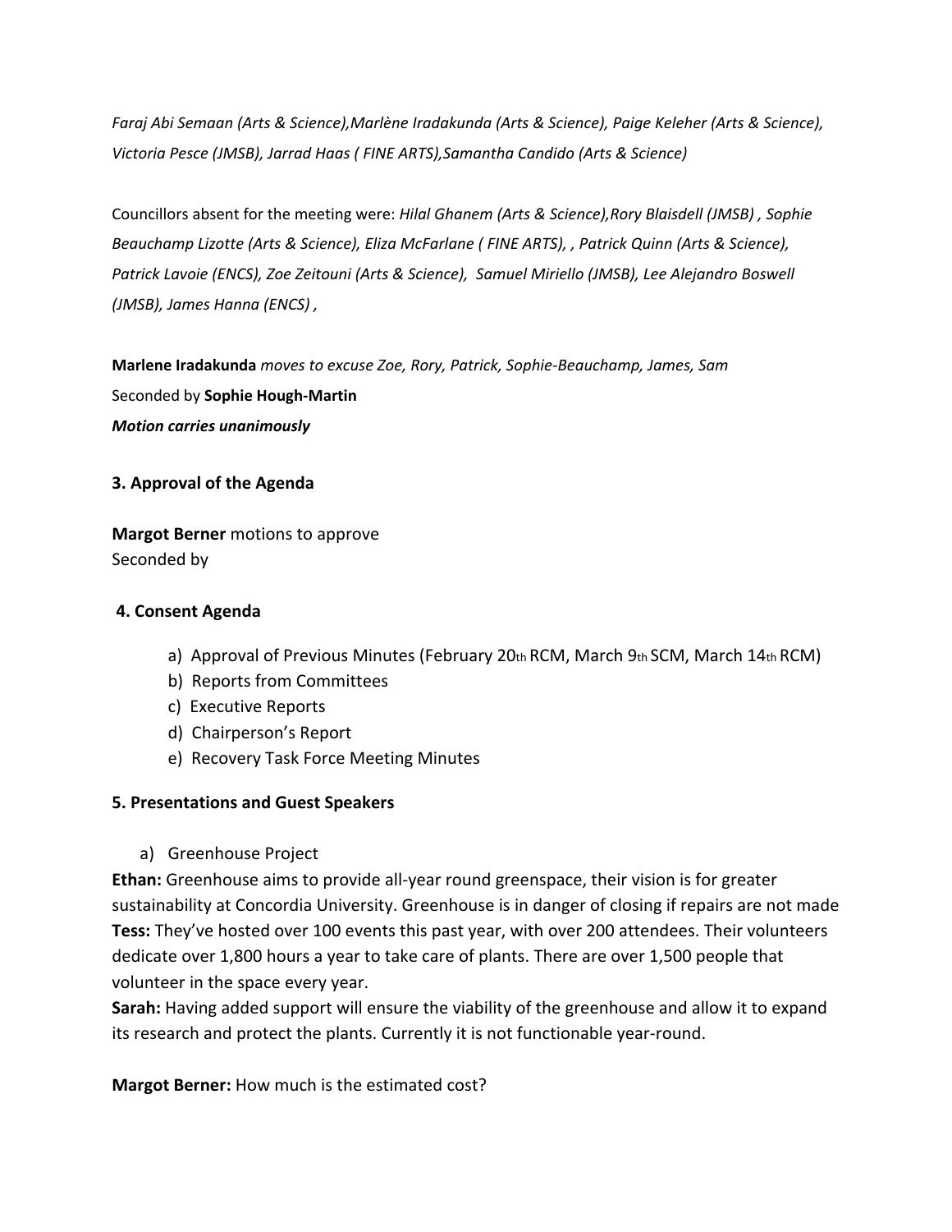*Faraj Abi Semaan (Arts & Science),Marlène Iradakunda (Arts & Science), Paige Keleher (Arts & Science), Victoria Pesce (JMSB), Jarrad Haas ( FINE ARTS),Samantha Candido (Arts & Science)*

Councillors absent for the meeting were: *Hilal Ghanem (Arts & Science),Rory Blaisdell (JMSB) , Sophie Beauchamp Lizotte (Arts & Science), Eliza McFarlane ( FINE ARTS), , Patrick Quinn (Arts & Science), Patrick Lavoie (ENCS), Zoe Zeitouni (Arts & Science), Samuel Miriello (JMSB), Lee Alejandro Boswell (JMSB), James Hanna (ENCS) ,*

**Marlene Iradakunda** *moves to excuse Zoe, Rory, Patrick, Sophie-Beauchamp, James, Sam*
Seconded by **Sophie Hough-Martin**
***Motion carries unanimously***

### 3. Approval of the Agenda

**Margot Berner** motions to approve
Seconded by

### 4. Consent Agenda

a) Approval of Previous Minutes (February 20th RCM, March 9th SCM, March 14th RCM)
b) Reports from Committees
c) Executive Reports
d) Chairperson's Report
e) Recovery Task Force Meeting Minutes

### 5. Presentations and Guest Speakers

a) Greenhouse Project

**Ethan:** Greenhouse aims to provide all-year round greenspace, their vision is for greater sustainability at Concordia University. Greenhouse is in danger of closing if repairs are not made
**Tess:** They've hosted over 100 events this past year, with over 200 attendees. Their volunteers dedicate over 1,800 hours a year to take care of plants. There are over 1,500 people that volunteer in the space every year.
**Sarah:** Having added support will ensure the viability of the greenhouse and allow it to expand its research and protect the plants. Currently it is not functionable year-round.

**Margot Berner:** How much is the estimated cost?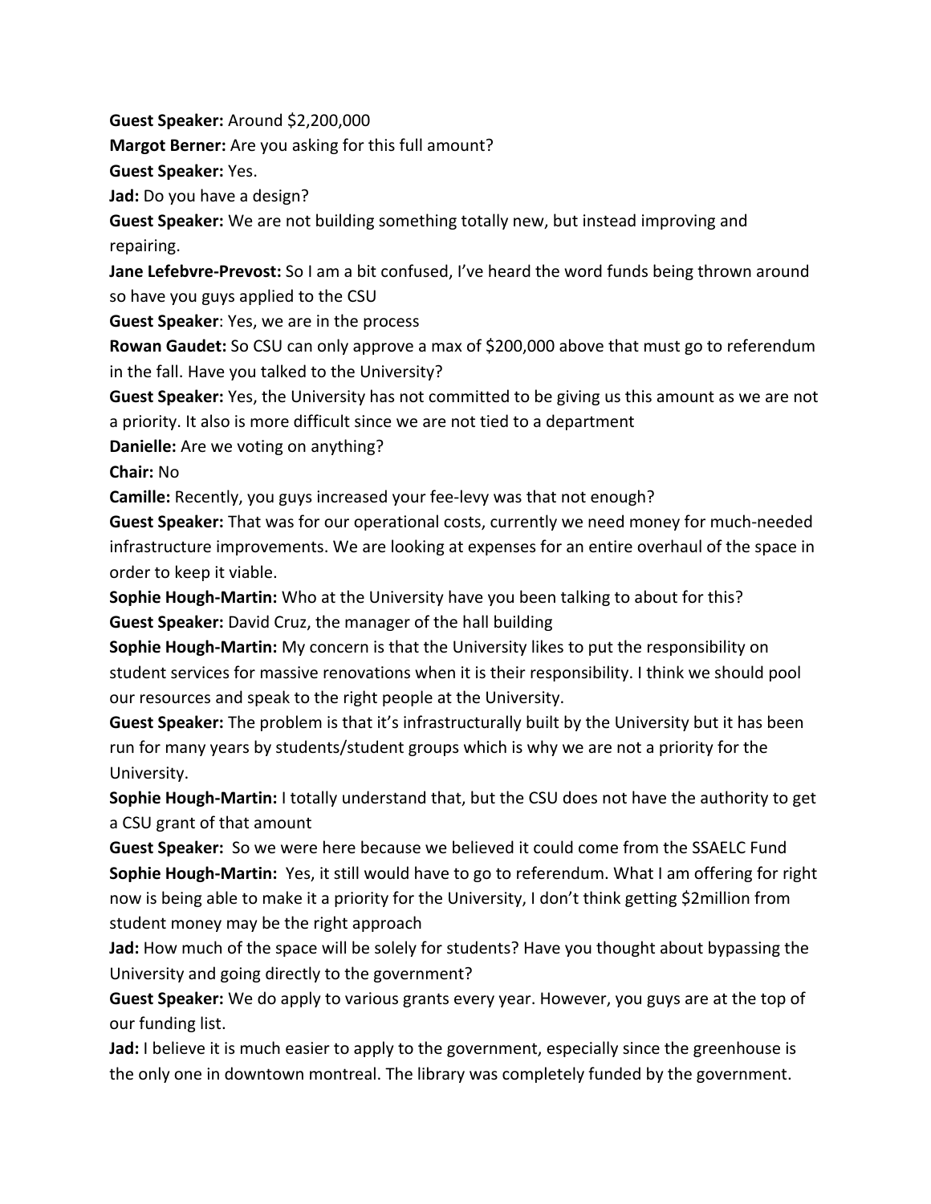**Guest Speaker:** Around $2,200,000

**Margot Berner:** Are you asking for this full amount?

**Guest Speaker:** Yes.

**Jad:** Do you have a design?

**Guest Speaker:** We are not building something totally new, but instead improving and repairing.

**Jane Lefebvre-Prevost:** So I am a bit confused, I've heard the word funds being thrown around so have you guys applied to the CSU

**Guest Speaker**: Yes, we are in the process

**Rowan Gaudet:** So CSU can only approve a max of $200,000 above that must go to referendum in the fall. Have you talked to the University?

**Guest Speaker:** Yes, the University has not committed to be giving us this amount as we are not a priority. It also is more difficult since we are not tied to a department

**Danielle:** Are we voting on anything?

**Chair:** No

**Camille:** Recently, you guys increased your fee-levy was that not enough?

**Guest Speaker:** That was for our operational costs, currently we need money for much-needed infrastructure improvements. We are looking at expenses for an entire overhaul of the space in order to keep it viable.

**Sophie Hough-Martin:** Who at the University have you been talking to about for this?

**Guest Speaker:** David Cruz, the manager of the hall building

**Sophie Hough-Martin:** My concern is that the University likes to put the responsibility on student services for massive renovations when it is their responsibility. I think we should pool our resources and speak to the right people at the University.

**Guest Speaker:** The problem is that it's infrastructurally built by the University but it has been run for many years by students/student groups which is why we are not a priority for the University.

**Sophie Hough-Martin:** I totally understand that, but the CSU does not have the authority to get a CSU grant of that amount

**Guest Speaker:** So we were here because we believed it could come from the SSAELC Fund

**Sophie Hough-Martin:** Yes, it still would have to go to referendum. What I am offering for right now is being able to make it a priority for the University, I don't think getting $2million from student money may be the right approach

**Jad:** How much of the space will be solely for students? Have you thought about bypassing the University and going directly to the government?

**Guest Speaker:** We do apply to various grants every year. However, you guys are at the top of our funding list.

**Jad:** I believe it is much easier to apply to the government, especially since the greenhouse is the only one in downtown montreal. The library was completely funded by the government.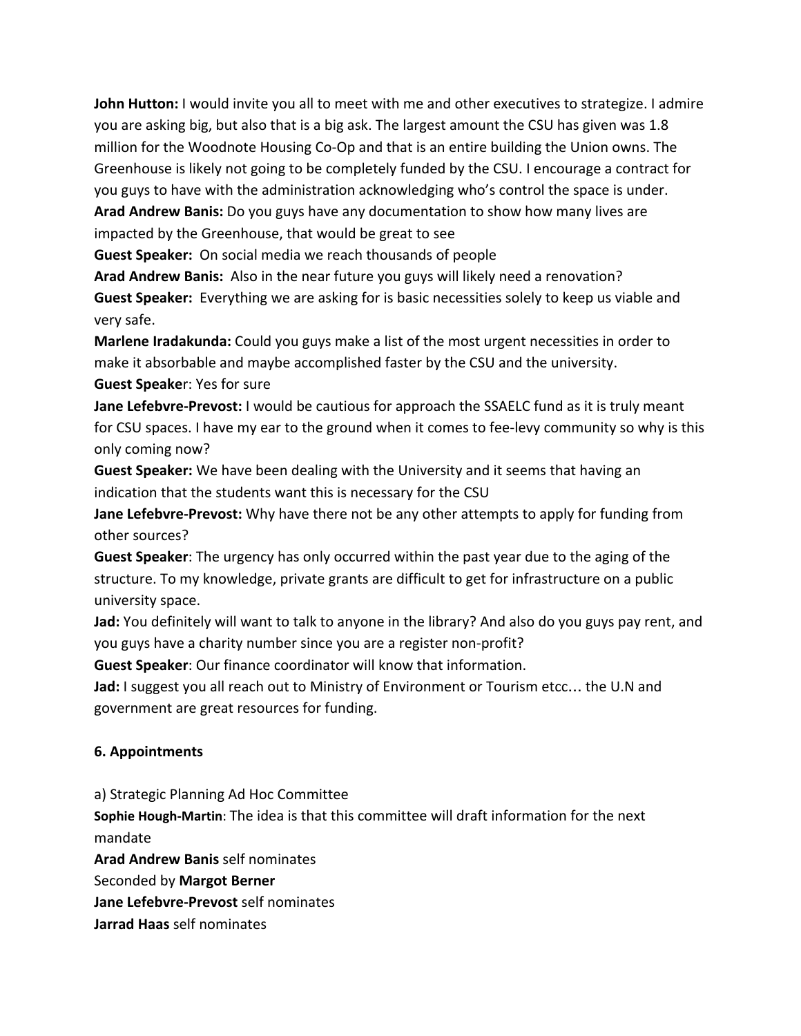**John Hutton:** I would invite you all to meet with me and other executives to strategize. I admire you are asking big, but also that is a big ask. The largest amount the CSU has given was 1.8 million for the Woodnote Housing Co-Op and that is an entire building the Union owns. The Greenhouse is likely not going to be completely funded by the CSU. I encourage a contract for you guys to have with the administration acknowledging who's control the space is under.

**Arad Andrew Banis:** Do you guys have any documentation to show how many lives are impacted by the Greenhouse, that would be great to see

**Guest Speaker:** On social media we reach thousands of people

**Arad Andrew Banis:** Also in the near future you guys will likely need a renovation?

**Guest Speaker:** Everything we are asking for is basic necessities solely to keep us viable and very safe.

**Marlene Iradakunda:** Could you guys make a list of the most urgent necessities in order to make it absorbable and maybe accomplished faster by the CSU and the university.

**Guest Speake**r: Yes for sure

**Jane Lefebvre-Prevost:** I would be cautious for approach the SSAELC fund as it is truly meant for CSU spaces. I have my ear to the ground when it comes to fee-levy community so why is this only coming now?

**Guest Speaker:** We have been dealing with the University and it seems that having an indication that the students want this is necessary for the CSU

**Jane Lefebvre-Prevost:** Why have there not be any other attempts to apply for funding from other sources?

**Guest Speaker**: The urgency has only occurred within the past year due to the aging of the structure. To my knowledge, private grants are difficult to get for infrastructure on a public university space.

**Jad:** You definitely will want to talk to anyone in the library? And also do you guys pay rent, and you guys have a charity number since you are a register non-profit?

**Guest Speaker**: Our finance coordinator will know that information.

**Jad:** I suggest you all reach out to Ministry of Environment or Tourism etcc… the U.N and government are great resources for funding.

**6. Appointments**

a) Strategic Planning Ad Hoc Committee

**Sophie Hough-Martin**: The idea is that this committee will draft information for the next mandate

**Arad Andrew Banis** self nominates

Seconded by **Margot Berner**

**Jane Lefebvre-Prevost** self nominates

**Jarrad Haas** self nominates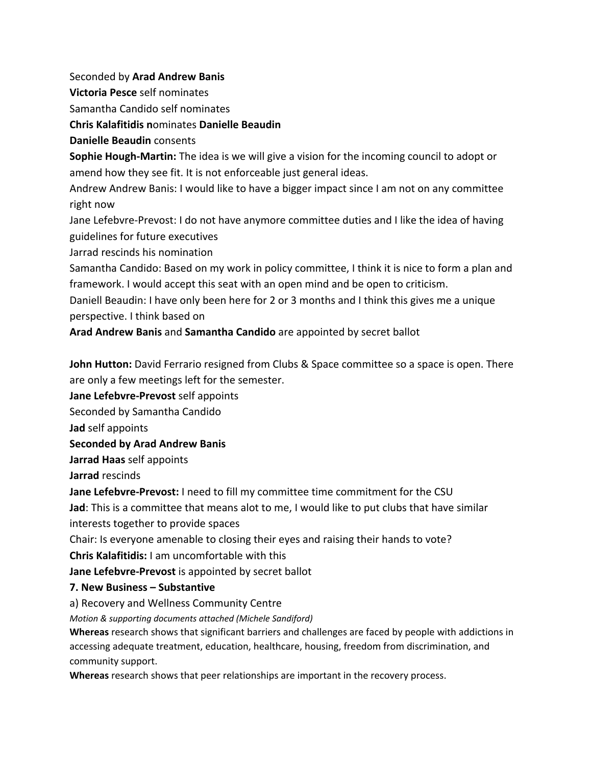Seconded by **Arad Andrew Banis**

**Victoria Pesce** self nominates

Samantha Candido self nominates

**Chris Kalafitidis n**ominates **Danielle Beaudin**

**Danielle Beaudin** consents

**Sophie Hough-Martin:** The idea is we will give a vision for the incoming council to adopt or amend how they see fit. It is not enforceable just general ideas.

Andrew Andrew Banis: I would like to have a bigger impact since I am not on any committee right now

Jane Lefebvre-Prevost: I do not have anymore committee duties and I like the idea of having guidelines for future executives

Jarrad rescinds his nomination

Samantha Candido: Based on my work in policy committee, I think it is nice to form a plan and framework. I would accept this seat with an open mind and be open to criticism.

Daniell Beaudin: I have only been here for 2 or 3 months and I think this gives me a unique perspective. I think based on

**Arad Andrew Banis** and **Samantha Candido** are appointed by secret ballot

**John Hutton:** David Ferrario resigned from Clubs & Space committee so a space is open. There are only a few meetings left for the semester.

**Jane Lefebvre-Prevost** self appoints

Seconded by Samantha Candido

**Jad** self appoints

**Seconded by Arad Andrew Banis**

**Jarrad Haas** self appoints

**Jarrad** rescinds

**Jane Lefebvre-Prevost:** I need to fill my committee time commitment for the CSU

**Jad**: This is a committee that means alot to me, I would like to put clubs that have similar interests together to provide spaces

Chair: Is everyone amenable to closing their eyes and raising their hands to vote?

**Chris Kalafitidis:** I am uncomfortable with this

**Jane Lefebvre-Prevost** is appointed by secret ballot

**7. New Business – Substantive**

a) Recovery and Wellness Community Centre

*Motion & supporting documents attached (Michele Sandiford)*

**Whereas** research shows that significant barriers and challenges are faced by people with addictions in accessing adequate treatment, education, healthcare, housing, freedom from discrimination, and community support.

**Whereas** research shows that peer relationships are important in the recovery process.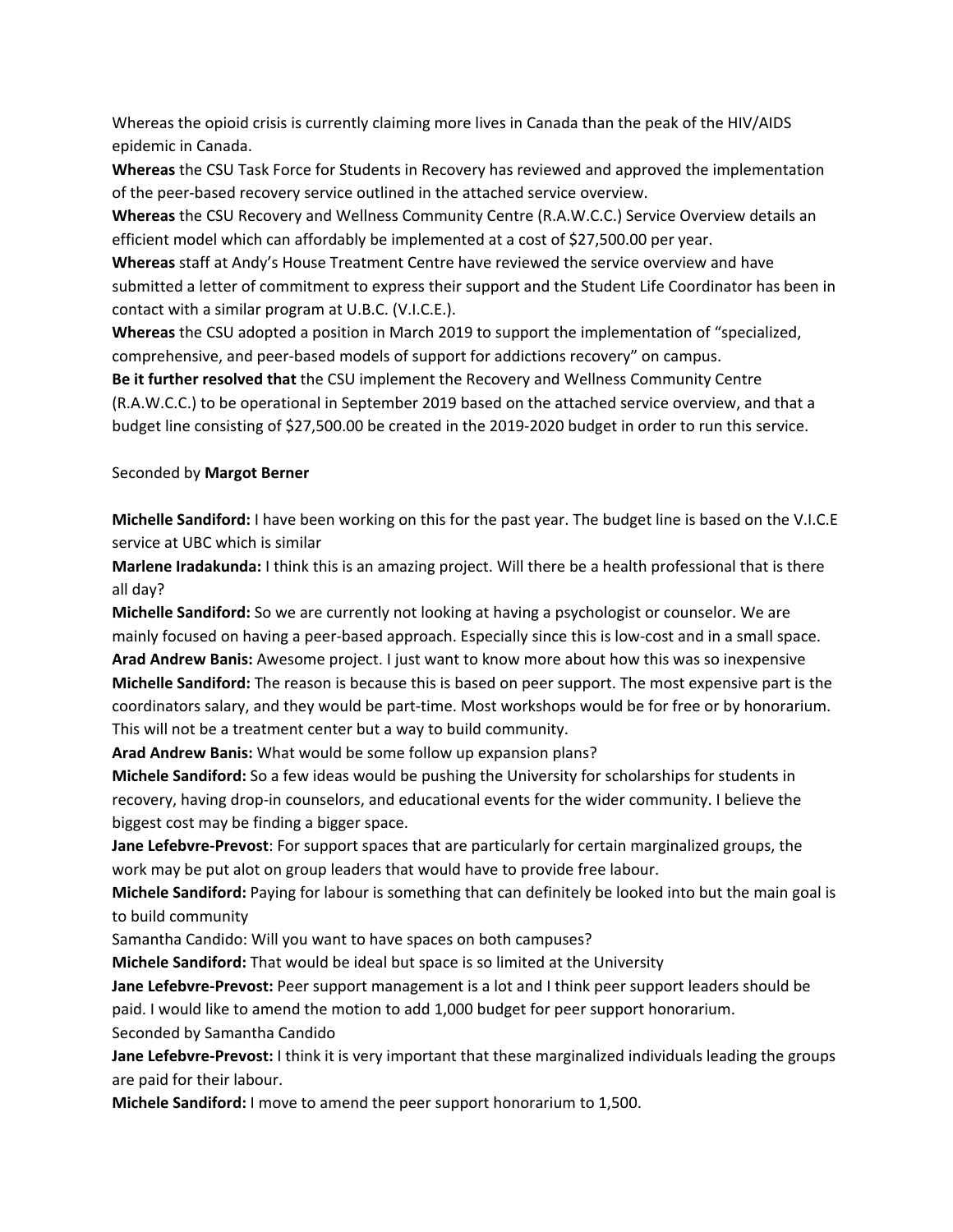Whereas the opioid crisis is currently claiming more lives in Canada than the peak of the HIV/AIDS epidemic in Canada.

**Whereas** the CSU Task Force for Students in Recovery has reviewed and approved the implementation of the peer-based recovery service outlined in the attached service overview.

**Whereas** the CSU Recovery and Wellness Community Centre (R.A.W.C.C.) Service Overview details an efficient model which can affordably be implemented at a cost of $27,500.00 per year.

**Whereas** staff at Andy's House Treatment Centre have reviewed the service overview and have submitted a letter of commitment to express their support and the Student Life Coordinator has been in contact with a similar program at U.B.C. (V.I.C.E.).

**Whereas** the CSU adopted a position in March 2019 to support the implementation of "specialized, comprehensive, and peer-based models of support for addictions recovery" on campus.

**Be it further resolved that** the CSU implement the Recovery and Wellness Community Centre (R.A.W.C.C.) to be operational in September 2019 based on the attached service overview, and that a budget line consisting of $27,500.00 be created in the 2019-2020 budget in order to run this service.

Seconded by **Margot Berner**

**Michelle Sandiford:** I have been working on this for the past year. The budget line is based on the V.I.C.E service at UBC which is similar

**Marlene Iradakunda:** I think this is an amazing project. Will there be a health professional that is there all day?

**Michelle Sandiford:** So we are currently not looking at having a psychologist or counselor. We are mainly focused on having a peer-based approach. Especially since this is low-cost and in a small space.

**Arad Andrew Banis:** Awesome project. I just want to know more about how this was so inexpensive

**Michelle Sandiford:** The reason is because this is based on peer support. The most expensive part is the coordinators salary, and they would be part-time. Most workshops would be for free or by honorarium. This will not be a treatment center but a way to build community.

**Arad Andrew Banis:** What would be some follow up expansion plans?

**Michele Sandiford:** So a few ideas would be pushing the University for scholarships for students in recovery, having drop-in counselors, and educational events for the wider community. I believe the biggest cost may be finding a bigger space.

**Jane Lefebvre-Prevost**: For support spaces that are particularly for certain marginalized groups, the work may be put alot on group leaders that would have to provide free labour.

**Michele Sandiford:** Paying for labour is something that can definitely be looked into but the main goal is to build community

Samantha Candido: Will you want to have spaces on both campuses?

**Michele Sandiford:** That would be ideal but space is so limited at the University

**Jane Lefebvre-Prevost:** Peer support management is a lot and I think peer support leaders should be paid. I would like to amend the motion to add 1,000 budget for peer support honorarium.

Seconded by Samantha Candido

**Jane Lefebvre-Prevost:** I think it is very important that these marginalized individuals leading the groups are paid for their labour.

**Michele Sandiford:** I move to amend the peer support honorarium to 1,500.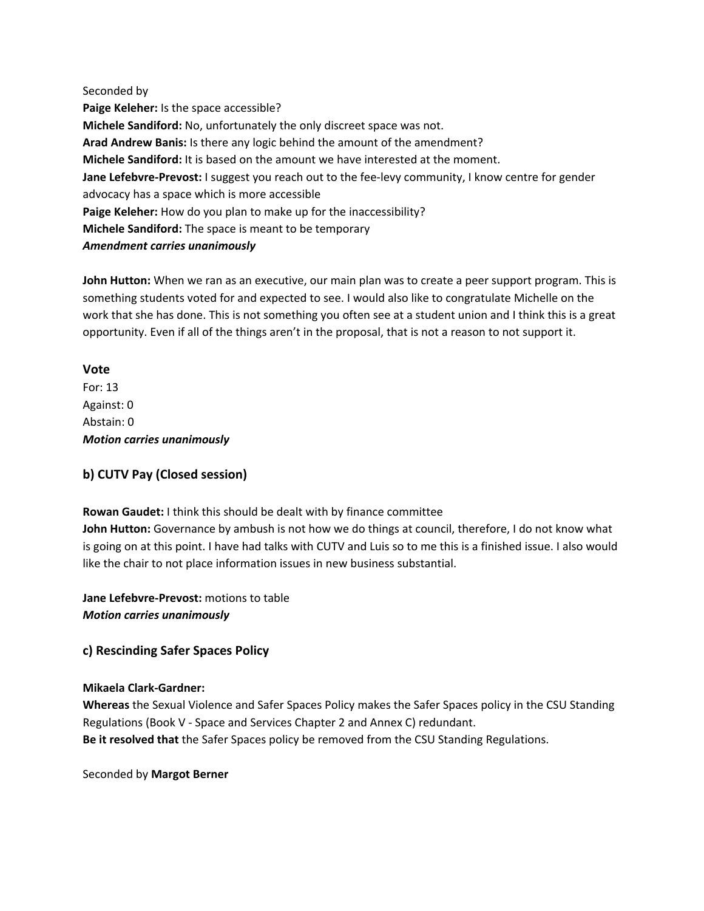Seconded by

**Paige Keleher:** Is the space accessible?

**Michele Sandiford:** No, unfortunately the only discreet space was not.

**Arad Andrew Banis:** Is there any logic behind the amount of the amendment?

**Michele Sandiford:** It is based on the amount we have interested at the moment.

**Jane Lefebvre-Prevost:** I suggest you reach out to the fee-levy community, I know centre for gender advocacy has a space which is more accessible

**Paige Keleher:** How do you plan to make up for the inaccessibility?

**Michele Sandiford:** The space is meant to be temporary

***Amendment carries unanimously***

**John Hutton:** When we ran as an executive, our main plan was to create a peer support program. This is something students voted for and expected to see. I would also like to congratulate Michelle on the work that she has done. This is not something you often see at a student union and I think this is a great opportunity. Even if all of the things aren't in the proposal, that is not a reason to not support it.

### Vote

For: 13
Against: 0
Abstain: 0

***Motion carries unanimously***

### b) CUTV Pay (Closed session)

**Rowan Gaudet:** I think this should be dealt with by finance committee

**John Hutton:** Governance by ambush is not how we do things at council, therefore, I do not know what is going on at this point. I have had talks with CUTV and Luis so to me this is a finished issue. I also would like the chair to not place information issues in new business substantial.

**Jane Lefebvre-Prevost:** motions to table

***Motion carries unanimously***

### c) Rescinding Safer Spaces Policy

**Mikaela Clark-Gardner:**

**Whereas** the Sexual Violence and Safer Spaces Policy makes the Safer Spaces policy in the CSU Standing Regulations (Book V - Space and Services Chapter 2 and Annex C) redundant.

**Be it resolved that** the Safer Spaces policy be removed from the CSU Standing Regulations.

Seconded by **Margot Berner**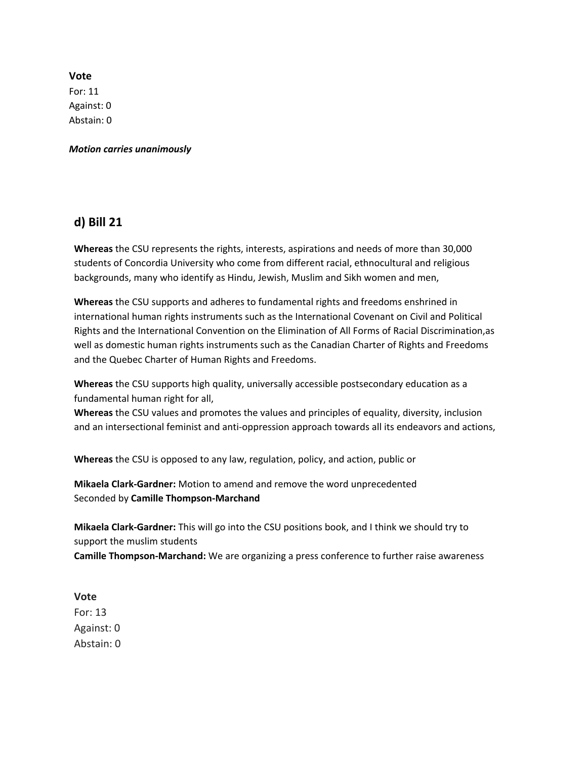**Vote**
For: 11
Against: 0
Abstain: 0

***Motion carries unanimously***

## d) Bill 21

**Whereas** the CSU represents the rights, interests, aspirations and needs of more than 30,000 students of Concordia University who come from different racial, ethnocultural and religious backgrounds, many who identify as Hindu, Jewish, Muslim and Sikh women and men,

**Whereas** the CSU supports and adheres to fundamental rights and freedoms enshrined in international human rights instruments such as the International Covenant on Civil and Political Rights and the International Convention on the Elimination of All Forms of Racial Discrimination,as well as domestic human rights instruments such as the Canadian Charter of Rights and Freedoms and the Quebec Charter of Human Rights and Freedoms.

**Whereas** the CSU supports high quality, universally accessible postsecondary education as a fundamental human right for all,
**Whereas** the CSU values and promotes the values and principles of equality, diversity, inclusion and an intersectional feminist and anti-oppression approach towards all its endeavors and actions,

**Whereas** the CSU is opposed to any law, regulation, policy, and action, public or

**Mikaela Clark-Gardner:** Motion to amend and remove the word unprecedented
Seconded by **Camille Thompson-Marchand**

**Mikaela Clark-Gardner:** This will go into the CSU positions book, and I think we should try to support the muslim students
**Camille Thompson-Marchand:** We are organizing a press conference to further raise awareness

**Vote**
For: 13
Against: 0
Abstain: 0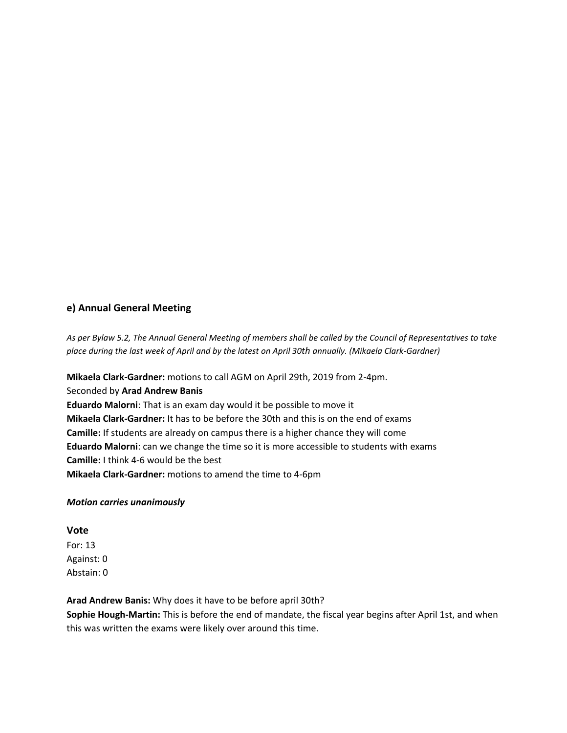### e) Annual General Meeting

*As per Bylaw 5.2, The Annual General Meeting of members shall be called by the Council of Representatives to take place during the last week of April and by the latest on April 30th annually. (Mikaela Clark-Gardner)*

**Mikaela Clark-Gardner:** motions to call AGM on April 29th, 2019 from 2-4pm.
Seconded by **Arad Andrew Banis**
**Eduardo Malorni**: That is an exam day would it be possible to move it
**Mikaela Clark-Gardner:** It has to be before the 30th and this is on the end of exams
**Camille:** If students are already on campus there is a higher chance they will come
**Eduardo Malorni**: can we change the time so it is more accessible to students with exams
**Camille:** I think 4-6 would be the best
**Mikaela Clark-Gardner:** motions to amend the time to 4-6pm

***Motion carries unanimously***

**Vote**
For: 13
Against: 0
Abstain: 0

**Arad Andrew Banis:** Why does it have to be before april 30th?
**Sophie Hough-Martin:** This is before the end of mandate, the fiscal year begins after April 1st, and when this was written the exams were likely over around this time.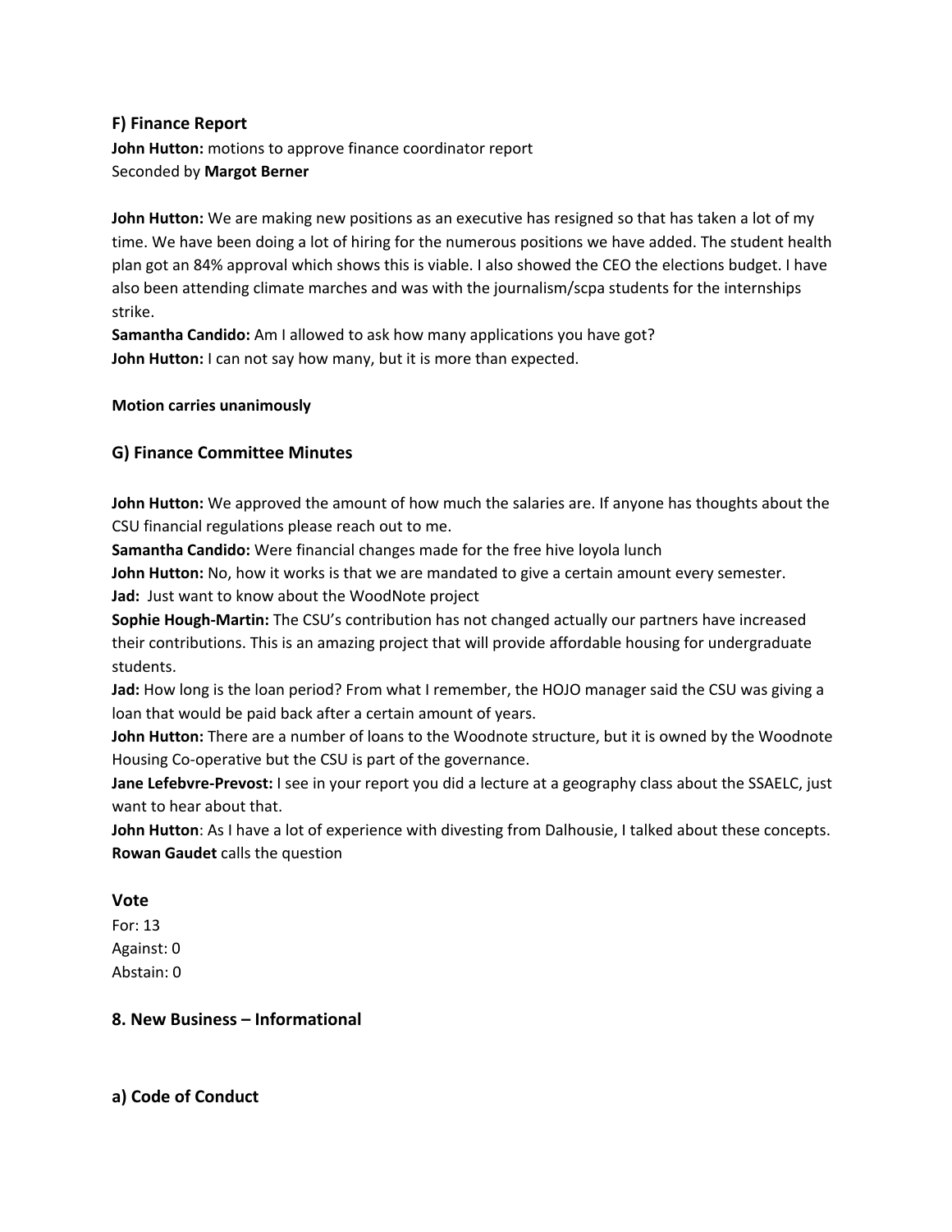### F) Finance Report

**John Hutton:** motions to approve finance coordinator report
Seconded by **Margot Berner**

**John Hutton:** We are making new positions as an executive has resigned so that has taken a lot of my time. We have been doing a lot of hiring for the numerous positions we have added. The student health plan got an 84% approval which shows this is viable. I also showed the CEO the elections budget. I have also been attending climate marches and was with the journalism/scpa students for the internships strike.
**Samantha Candido:** Am I allowed to ask how many applications you have got?
**John Hutton:** I can not say how many, but it is more than expected.

**Motion carries unanimously**

### G) Finance Committee Minutes

**John Hutton:** We approved the amount of how much the salaries are. If anyone has thoughts about the CSU financial regulations please reach out to me.
**Samantha Candido:** Were financial changes made for the free hive loyola lunch
**John Hutton:** No, how it works is that we are mandated to give a certain amount every semester.
**Jad:** Just want to know about the WoodNote project
**Sophie Hough-Martin:** The CSU's contribution has not changed actually our partners have increased their contributions. This is an amazing project that will provide affordable housing for undergraduate students.
**Jad:** How long is the loan period? From what I remember, the HOJO manager said the CSU was giving a loan that would be paid back after a certain amount of years.
**John Hutton:** There are a number of loans to the Woodnote structure, but it is owned by the Woodnote Housing Co-operative but the CSU is part of the governance.
**Jane Lefebvre-Prevost:** I see in your report you did a lecture at a geography class about the SSAELC, just want to hear about that.
**John Hutton**: As I have a lot of experience with divesting from Dalhousie, I talked about these concepts.
**Rowan Gaudet** calls the question

### Vote

For: 13
Against: 0
Abstain: 0

## 8. New Business – Informational

### a) Code of Conduct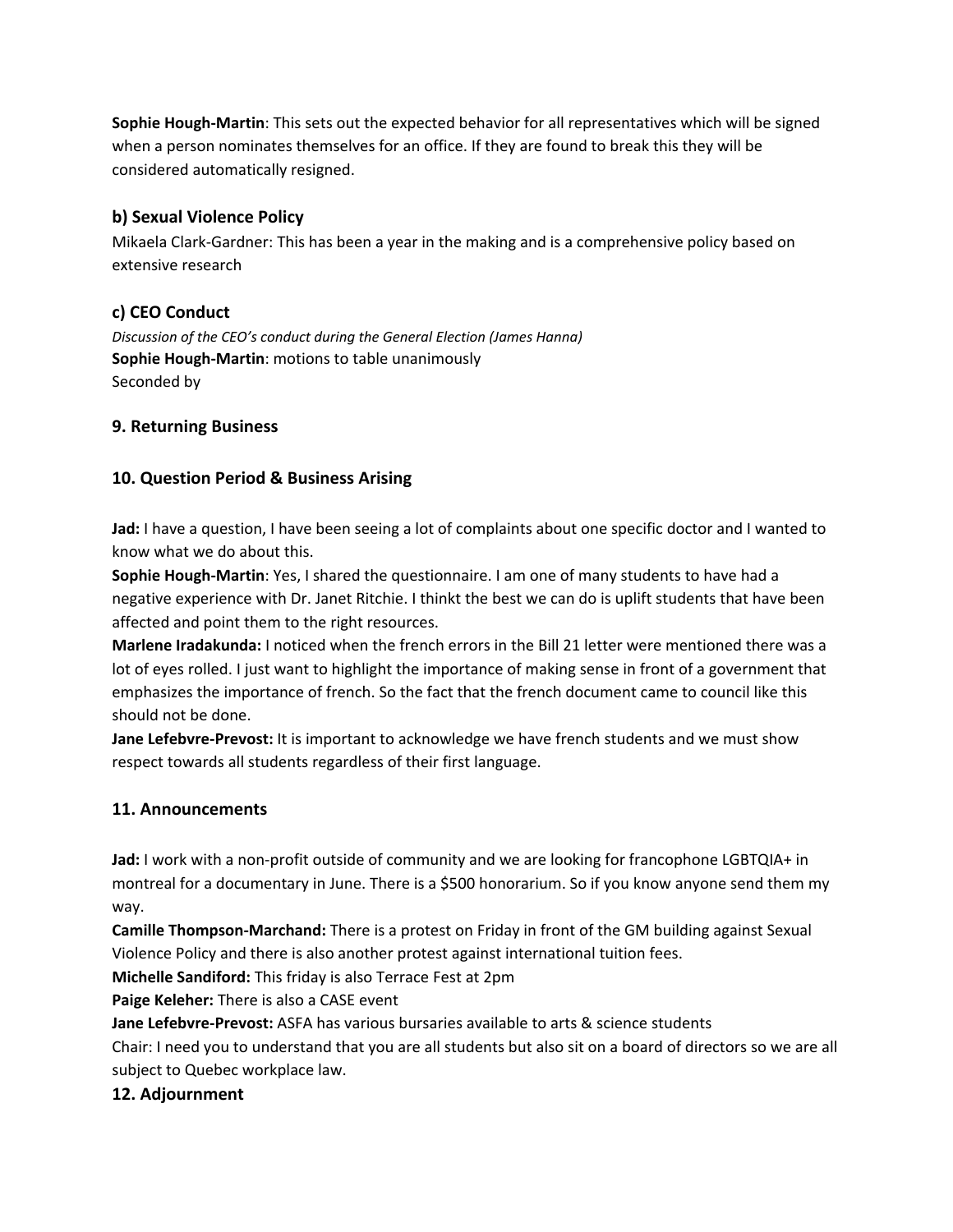**Sophie Hough-Martin**: This sets out the expected behavior for all representatives which will be signed when a person nominates themselves for an office. If they are found to break this they will be considered automatically resigned.

### b) Sexual Violence Policy

Mikaela Clark-Gardner: This has been a year in the making and is a comprehensive policy based on extensive research

### c) CEO Conduct

*Discussion of the CEO's conduct during the General Election (James Hanna)*
**Sophie Hough-Martin**: motions to table unanimously
Seconded by

## 9. Returning Business

## 10. Question Period & Business Arising

**Jad:** I have a question, I have been seeing a lot of complaints about one specific doctor and I wanted to know what we do about this.
**Sophie Hough-Martin**: Yes, I shared the questionnaire. I am one of many students to have had a negative experience with Dr. Janet Ritchie. I thinkt the best we can do is uplift students that have been affected and point them to the right resources.
**Marlene Iradakunda:** I noticed when the french errors in the Bill 21 letter were mentioned there was a lot of eyes rolled. I just want to highlight the importance of making sense in front of a government that emphasizes the importance of french. So the fact that the french document came to council like this should not be done.
**Jane Lefebvre-Prevost:** It is important to acknowledge we have french students and we must show respect towards all students regardless of their first language.

## 11. Announcements

**Jad:** I work with a non-profit outside of community and we are looking for francophone LGBTQIA+ in montreal for a documentary in June. There is a $500 honorarium. So if you know anyone send them my way.
**Camille Thompson-Marchand:** There is a protest on Friday in front of the GM building against Sexual Violence Policy and there is also another protest against international tuition fees.
**Michelle Sandiford:** This friday is also Terrace Fest at 2pm
**Paige Keleher:** There is also a CASE event
**Jane Lefebvre-Prevost:** ASFA has various bursaries available to arts & science students
Chair: I need you to understand that you are all students but also sit on a board of directors so we are all subject to Quebec workplace law.

## 12. Adjournment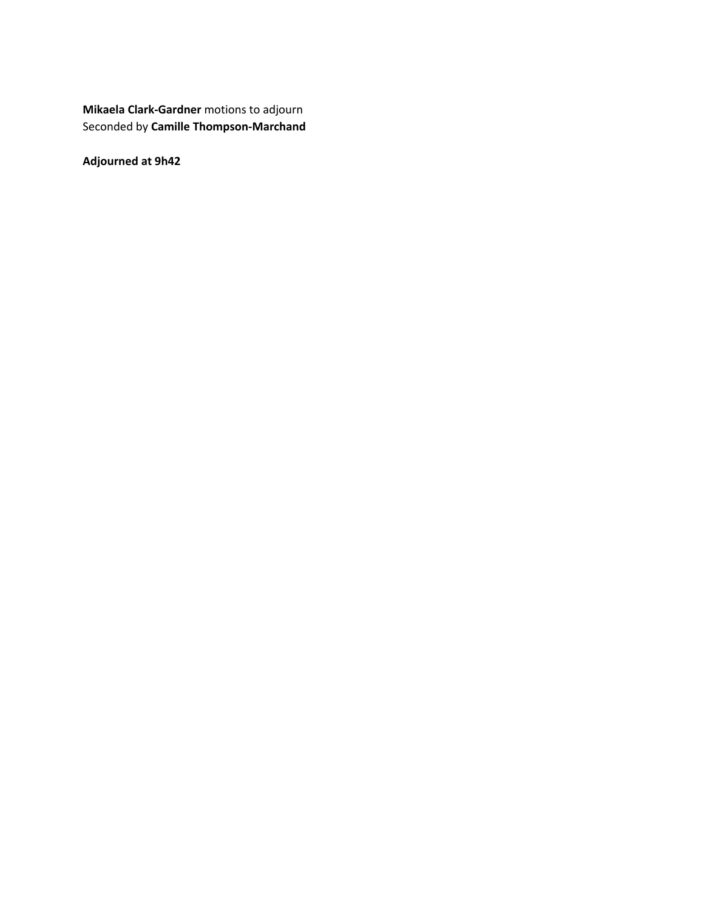**Mikaela Clark-Gardner** motions to adjourn
Seconded by **Camille Thompson-Marchand**

**Adjourned at 9h42**